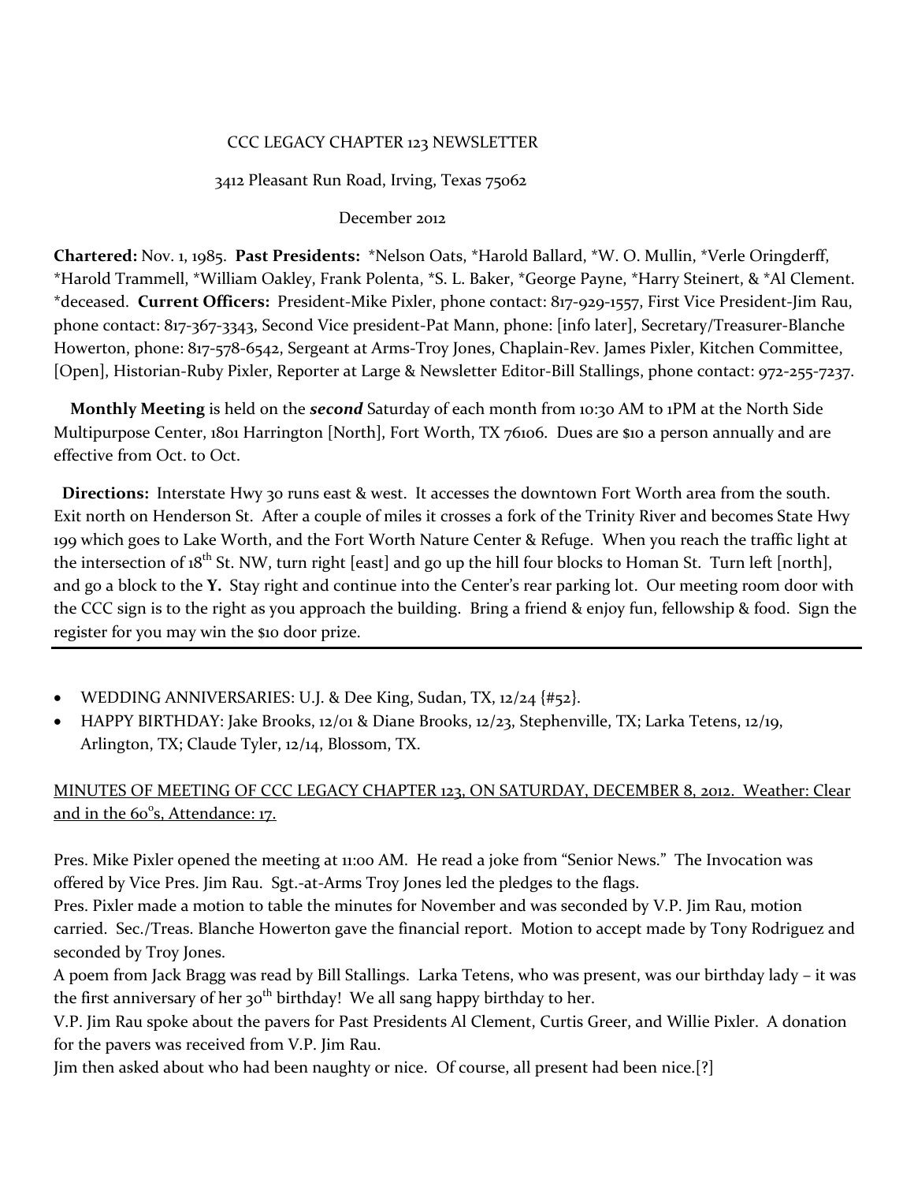CCC LEGACY CHAPTER 123 NEWSLETTER

3412 Pleasant Run Road, Irving, Texas 75062

December 2012

**Chartered:** Nov. 1, 1985. **Past Presidents:** *Nelson Oats, *Harold Ballard, *W. O. Mullin, *Verle Oringderff, *Harold Trammell, *William Oakley, Frank Polenta, *S. L. Baker, *George Payne, *Harry Steinert, & *Al Clement. *deceased. **Current Officers:** President-Mike Pixler, phone contact: 817-929-1557, First Vice President-Jim Rau, phone contact: 817-367-3343, Second Vice president-Pat Mann, phone: [info later], Secretary/Treasurer-Blanche Howerton, phone: 817-578-6542, Sergeant at Arms-Troy Jones, Chaplain-Rev. James Pixler, Kitchen Committee, [Open], Historian-Ruby Pixler, Reporter at Large & Newsletter Editor-Bill Stallings, phone contact: 972-255-7237.

**Monthly Meeting** is held on the ***second*** Saturday of each month from 10:30 AM to 1PM at the North Side Multipurpose Center, 1801 Harrington [North], Fort Worth, TX 76106. Dues are $10 a person annually and are effective from Oct. to Oct.

**Directions:** Interstate Hwy 30 runs east & west. It accesses the downtown Fort Worth area from the south. Exit north on Henderson St. After a couple of miles it crosses a fork of the Trinity River and becomes State Hwy 199 which goes to Lake Worth, and the Fort Worth Nature Center & Refuge. When you reach the traffic light at the intersection of 18th St. NW, turn right [east] and go up the hill four blocks to Homan St. Turn left [north], and go a block to the **Y.** Stay right and continue into the Center's rear parking lot. Our meeting room door with the CCC sign is to the right as you approach the building. Bring a friend & enjoy fun, fellowship & food. Sign the register for you may win the $10 door prize.

---

- WEDDING ANNIVERSARIES: U.J. & Dee King, Sudan, TX, 12/24 {#52}.
- HAPPY BIRTHDAY: Jake Brooks, 12/01 & Diane Brooks, 12/23, Stephenville, TX; Larka Tetens, 12/19, Arlington, TX; Claude Tyler, 12/14, Blossom, TX.

MINUTES OF MEETING OF CCC LEGACY CHAPTER 123, ON SATURDAY, DECEMBER 8, 2012. Weather: Clear and in the 60°s, Attendance: 17.

Pres. Mike Pixler opened the meeting at 11:00 AM. He read a joke from "Senior News." The Invocation was offered by Vice Pres. Jim Rau. Sgt.-at-Arms Troy Jones led the pledges to the flags.

Pres. Pixler made a motion to table the minutes for November and was seconded by V.P. Jim Rau, motion carried. Sec./Treas. Blanche Howerton gave the financial report. Motion to accept made by Tony Rodriguez and seconded by Troy Jones.

A poem from Jack Bragg was read by Bill Stallings. Larka Tetens, who was present, was our birthday lady – it was the first anniversary of her 30th birthday! We all sang happy birthday to her.

V.P. Jim Rau spoke about the pavers for Past Presidents Al Clement, Curtis Greer, and Willie Pixler. A donation for the pavers was received from V.P. Jim Rau.

Jim then asked about who had been naughty or nice. Of course, all present had been nice.[?]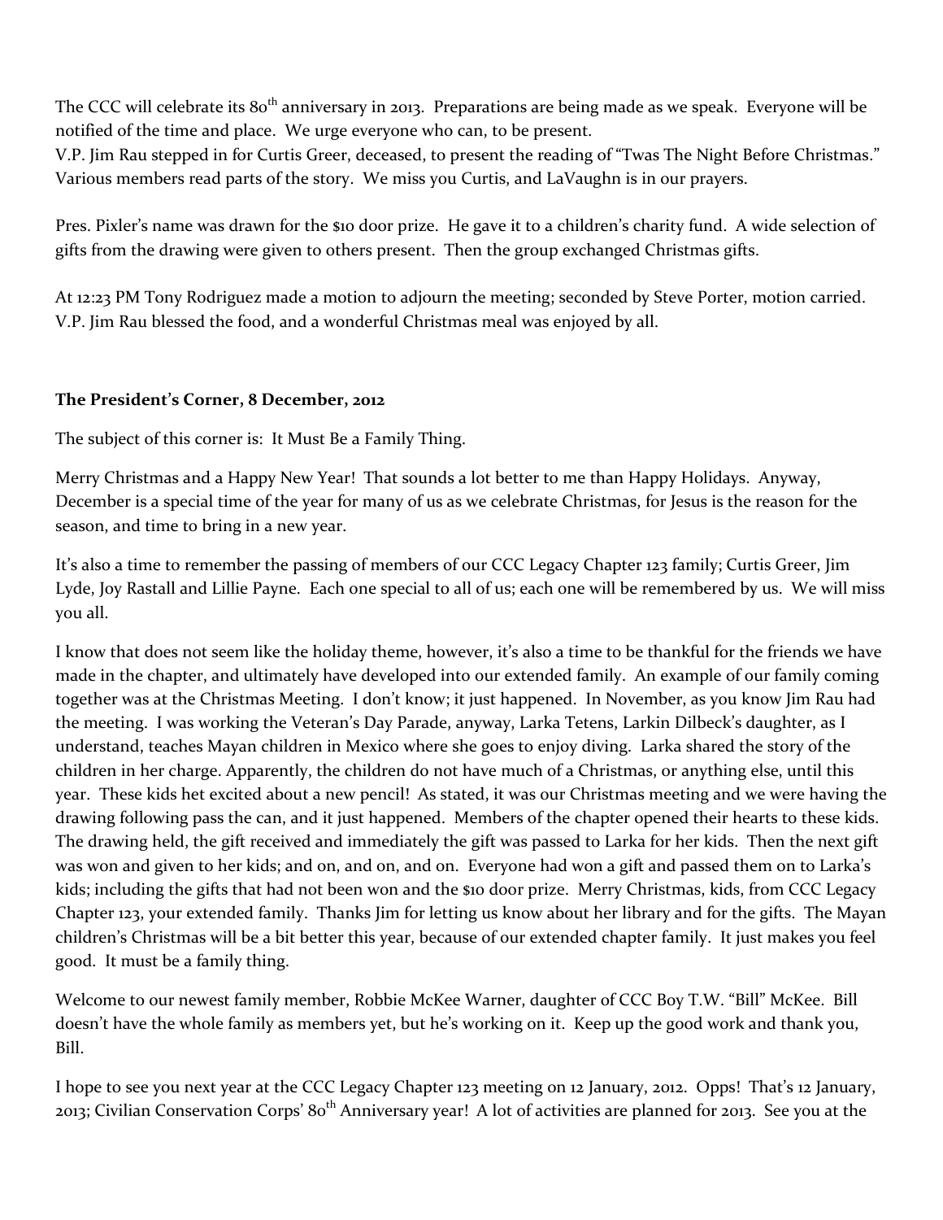The CCC will celebrate its 80th anniversary in 2013. Preparations are being made as we speak. Everyone will be notified of the time and place. We urge everyone who can, to be present.
V.P. Jim Rau stepped in for Curtis Greer, deceased, to present the reading of "Twas The Night Before Christmas." Various members read parts of the story. We miss you Curtis, and LaVaughn is in our prayers.

Pres. Pixler's name was drawn for the $10 door prize. He gave it to a children's charity fund. A wide selection of gifts from the drawing were given to others present. Then the group exchanged Christmas gifts.

At 12:23 PM Tony Rodriguez made a motion to adjourn the meeting; seconded by Steve Porter, motion carried. V.P. Jim Rau blessed the food, and a wonderful Christmas meal was enjoyed by all.

**The President's Corner, 8 December, 2012**

The subject of this corner is: It Must Be a Family Thing.

Merry Christmas and a Happy New Year! That sounds a lot better to me than Happy Holidays. Anyway, December is a special time of the year for many of us as we celebrate Christmas, for Jesus is the reason for the season, and time to bring in a new year.

It's also a time to remember the passing of members of our CCC Legacy Chapter 123 family; Curtis Greer, Jim Lyde, Joy Rastall and Lillie Payne. Each one special to all of us; each one will be remembered by us. We will miss you all.

I know that does not seem like the holiday theme, however, it's also a time to be thankful for the friends we have made in the chapter, and ultimately have developed into our extended family. An example of our family coming together was at the Christmas Meeting. I don't know; it just happened. In November, as you know Jim Rau had the meeting. I was working the Veteran's Day Parade, anyway, Larka Tetens, Larkin Dilbeck's daughter, as I understand, teaches Mayan children in Mexico where she goes to enjoy diving. Larka shared the story of the children in her charge. Apparently, the children do not have much of a Christmas, or anything else, until this year. These kids het excited about a new pencil! As stated, it was our Christmas meeting and we were having the drawing following pass the can, and it just happened. Members of the chapter opened their hearts to these kids. The drawing held, the gift received and immediately the gift was passed to Larka for her kids. Then the next gift was won and given to her kids; and on, and on, and on. Everyone had won a gift and passed them on to Larka's kids; including the gifts that had not been won and the $10 door prize. Merry Christmas, kids, from CCC Legacy Chapter 123, your extended family. Thanks Jim for letting us know about her library and for the gifts. The Mayan children's Christmas will be a bit better this year, because of our extended chapter family. It just makes you feel good. It must be a family thing.

Welcome to our newest family member, Robbie McKee Warner, daughter of CCC Boy T.W. "Bill" McKee. Bill doesn't have the whole family as members yet, but he's working on it. Keep up the good work and thank you, Bill.

I hope to see you next year at the CCC Legacy Chapter 123 meeting on 12 January, 2012. Opps! That's 12 January, 2013; Civilian Conservation Corps' 80th Anniversary year! A lot of activities are planned for 2013. See you at the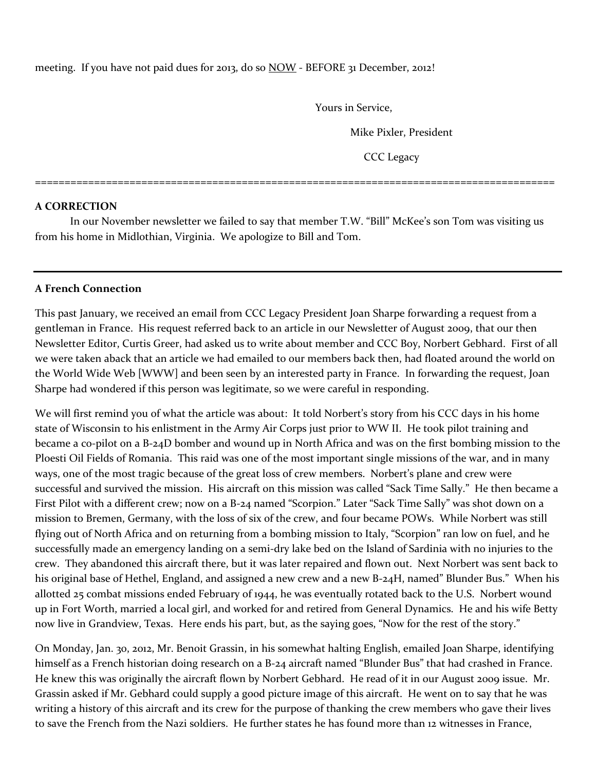meeting. If you have not paid dues for 2013, do so NOW - BEFORE 31 December, 2012!

Yours in Service,

Mike Pixler, President

CCC Legacy

---

**A CORRECTION**

In our November newsletter we failed to say that member T.W. "Bill" McKee's son Tom was visiting us from his home in Midlothian, Virginia. We apologize to Bill and Tom.

---

**A French Connection**

This past January, we received an email from CCC Legacy President Joan Sharpe forwarding a request from a gentleman in France. His request referred back to an article in our Newsletter of August 2009, that our then Newsletter Editor, Curtis Greer, had asked us to write about member and CCC Boy, Norbert Gebhard. First of all we were taken aback that an article we had emailed to our members back then, had floated around the world on the World Wide Web [WWW] and been seen by an interested party in France. In forwarding the request, Joan Sharpe had wondered if this person was legitimate, so we were careful in responding.

We will first remind you of what the article was about: It told Norbert's story from his CCC days in his home state of Wisconsin to his enlistment in the Army Air Corps just prior to WW II. He took pilot training and became a co-pilot on a B-24D bomber and wound up in North Africa and was on the first bombing mission to the Ploesti Oil Fields of Romania. This raid was one of the most important single missions of the war, and in many ways, one of the most tragic because of the great loss of crew members. Norbert's plane and crew were successful and survived the mission. His aircraft on this mission was called "Sack Time Sally." He then became a First Pilot with a different crew; now on a B-24 named "Scorpion." Later "Sack Time Sally" was shot down on a mission to Bremen, Germany, with the loss of six of the crew, and four became POWs. While Norbert was still flying out of North Africa and on returning from a bombing mission to Italy, "Scorpion" ran low on fuel, and he successfully made an emergency landing on a semi-dry lake bed on the Island of Sardinia with no injuries to the crew. They abandoned this aircraft there, but it was later repaired and flown out. Next Norbert was sent back to his original base of Hethel, England, and assigned a new crew and a new B-24H, named" Blunder Bus." When his allotted 25 combat missions ended February of 1944, he was eventually rotated back to the U.S. Norbert wound up in Fort Worth, married a local girl, and worked for and retired from General Dynamics. He and his wife Betty now live in Grandview, Texas. Here ends his part, but, as the saying goes, "Now for the rest of the story."

On Monday, Jan. 30, 2012, Mr. Benoit Grassin, in his somewhat halting English, emailed Joan Sharpe, identifying himself as a French historian doing research on a B-24 aircraft named "Blunder Bus" that had crashed in France. He knew this was originally the aircraft flown by Norbert Gebhard. He read of it in our August 2009 issue. Mr. Grassin asked if Mr. Gebhard could supply a good picture image of this aircraft. He went on to say that he was writing a history of this aircraft and its crew for the purpose of thanking the crew members who gave their lives to save the French from the Nazi soldiers. He further states he has found more than 12 witnesses in France,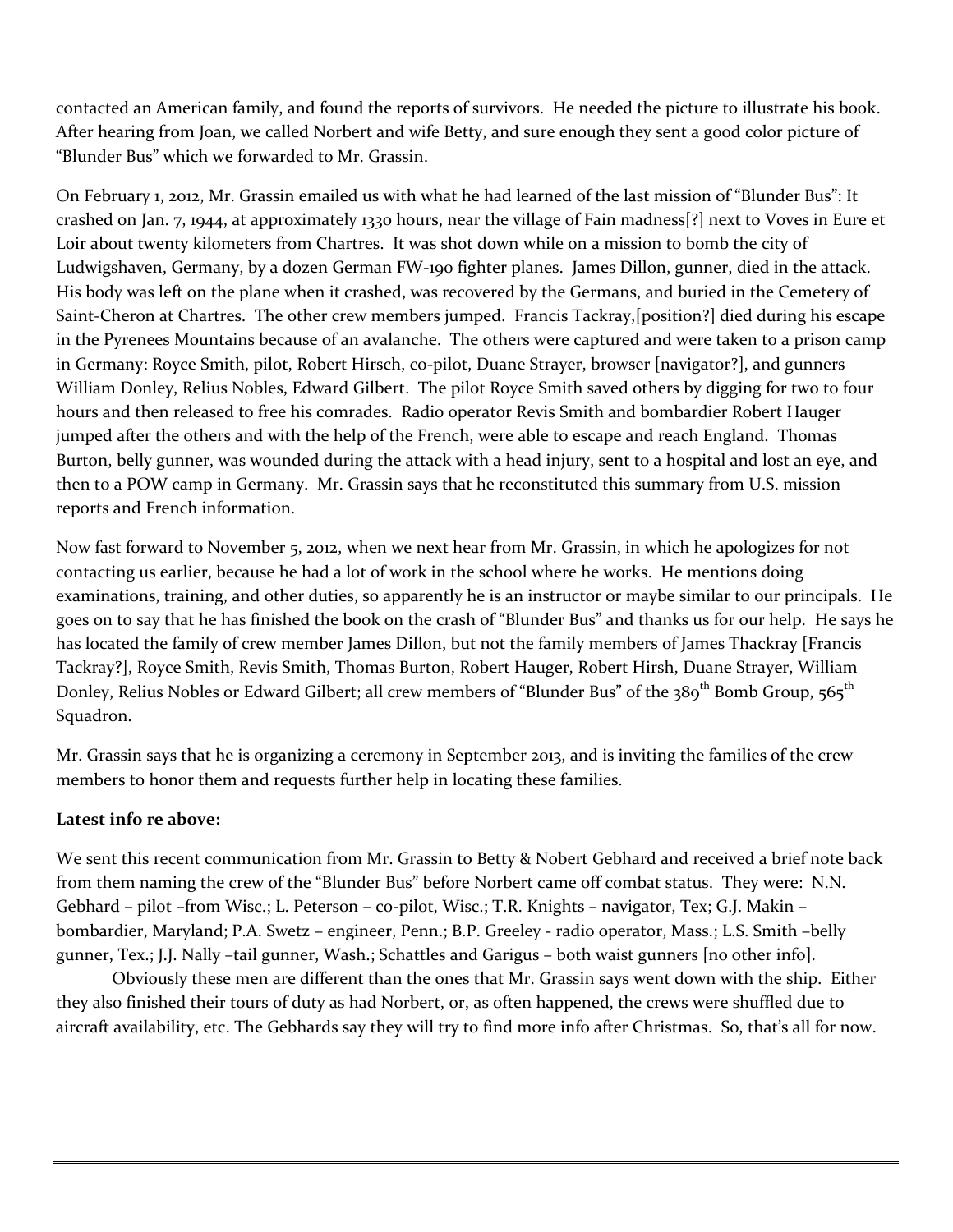contacted an American family, and found the reports of survivors. He needed the picture to illustrate his book. After hearing from Joan, we called Norbert and wife Betty, and sure enough they sent a good color picture of "Blunder Bus" which we forwarded to Mr. Grassin.

On February 1, 2012, Mr. Grassin emailed us with what he had learned of the last mission of "Blunder Bus": It crashed on Jan. 7, 1944, at approximately 1330 hours, near the village of Fain madness[?] next to Voves in Eure et Loir about twenty kilometers from Chartres. It was shot down while on a mission to bomb the city of Ludwigshaven, Germany, by a dozen German FW-190 fighter planes. James Dillon, gunner, died in the attack. His body was left on the plane when it crashed, was recovered by the Germans, and buried in the Cemetery of Saint-Cheron at Chartres. The other crew members jumped. Francis Tackray,[position?] died during his escape in the Pyrenees Mountains because of an avalanche. The others were captured and were taken to a prison camp in Germany: Royce Smith, pilot, Robert Hirsch, co-pilot, Duane Strayer, browser [navigator?], and gunners William Donley, Relius Nobles, Edward Gilbert. The pilot Royce Smith saved others by digging for two to four hours and then released to free his comrades. Radio operator Revis Smith and bombardier Robert Hauger jumped after the others and with the help of the French, were able to escape and reach England. Thomas Burton, belly gunner, was wounded during the attack with a head injury, sent to a hospital and lost an eye, and then to a POW camp in Germany. Mr. Grassin says that he reconstituted this summary from U.S. mission reports and French information.

Now fast forward to November 5, 2012, when we next hear from Mr. Grassin, in which he apologizes for not contacting us earlier, because he had a lot of work in the school where he works. He mentions doing examinations, training, and other duties, so apparently he is an instructor or maybe similar to our principals. He goes on to say that he has finished the book on the crash of "Blunder Bus" and thanks us for our help. He says he has located the family of crew member James Dillon, but not the family members of James Thackray [Francis Tackray?], Royce Smith, Revis Smith, Thomas Burton, Robert Hauger, Robert Hirsh, Duane Strayer, William Donley, Relius Nobles or Edward Gilbert; all crew members of "Blunder Bus" of the 389th Bomb Group, 565th Squadron.

Mr. Grassin says that he is organizing a ceremony in September 2013, and is inviting the families of the crew members to honor them and requests further help in locating these families.

**Latest info re above:**

We sent this recent communication from Mr. Grassin to Betty & Nobert Gebhard and received a brief note back from them naming the crew of the "Blunder Bus" before Norbert came off combat status. They were: N.N. Gebhard – pilot –from Wisc.; L. Peterson – co-pilot, Wisc.; T.R. Knights – navigator, Tex; G.J. Makin – bombardier, Maryland; P.A. Swetz – engineer, Penn.; B.P. Greeley - radio operator, Mass.; L.S. Smith –belly gunner, Tex.; J.J. Nally –tail gunner, Wash.; Schattles and Garigus – both waist gunners [no other info].

Obviously these men are different than the ones that Mr. Grassin says went down with the ship. Either they also finished their tours of duty as had Norbert, or, as often happened, the crews were shuffled due to aircraft availability, etc. The Gebhards say they will try to find more info after Christmas. So, that's all for now.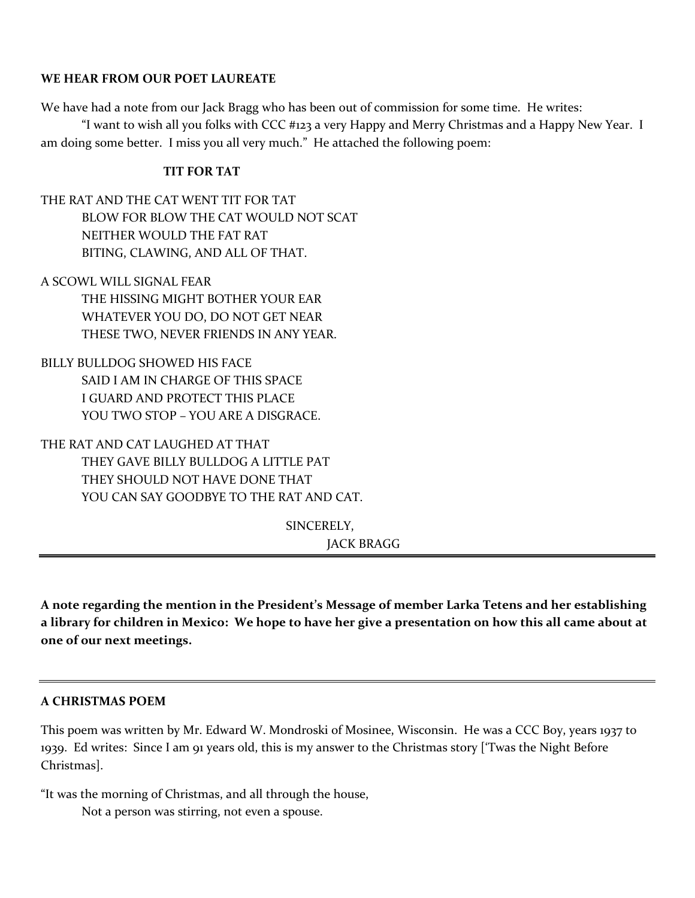**WE HEAR FROM OUR POET LAUREATE**

We have had a note from our Jack Bragg who has been out of commission for some time. He writes:

"I want to wish all you folks with CCC #123 a very Happy and Merry Christmas and a Happy New Year. I am doing some better. I miss you all very much." He attached the following poem:

**TIT FOR TAT**

THE RAT AND THE CAT WENT TIT FOR TAT  
BLOW FOR BLOW THE CAT WOULD NOT SCAT  
NEITHER WOULD THE FAT RAT  
BITING, CLAWING, AND ALL OF THAT.

A SCOWL WILL SIGNAL FEAR  
THE HISSING MIGHT BOTHER YOUR EAR  
WHATEVER YOU DO, DO NOT GET NEAR  
THESE TWO, NEVER FRIENDS IN ANY YEAR.

BILLY BULLDOG SHOWED HIS FACE  
SAID I AM IN CHARGE OF THIS SPACE  
I GUARD AND PROTECT THIS PLACE  
YOU TWO STOP – YOU ARE A DISGRACE.

THE RAT AND CAT LAUGHED AT THAT  
THEY GAVE BILLY BULLDOG A LITTLE PAT  
THEY SHOULD NOT HAVE DONE THAT  
YOU CAN SAY GOODBYE TO THE RAT AND CAT.

SINCERELY,  
JACK BRAGG

---

**A note regarding the mention in the President's Message of member Larka Tetens and her establishing a library for children in Mexico: We hope to have her give a presentation on how this all came about at one of our next meetings.**

---

**A CHRISTMAS POEM**

This poem was written by Mr. Edward W. Mondroski of Mosinee, Wisconsin. He was a CCC Boy, years 1937 to 1939. Ed writes: Since I am 91 years old, this is my answer to the Christmas story ['Twas the Night Before Christmas].

"It was the morning of Christmas, and all through the house,  
Not a person was stirring, not even a spouse.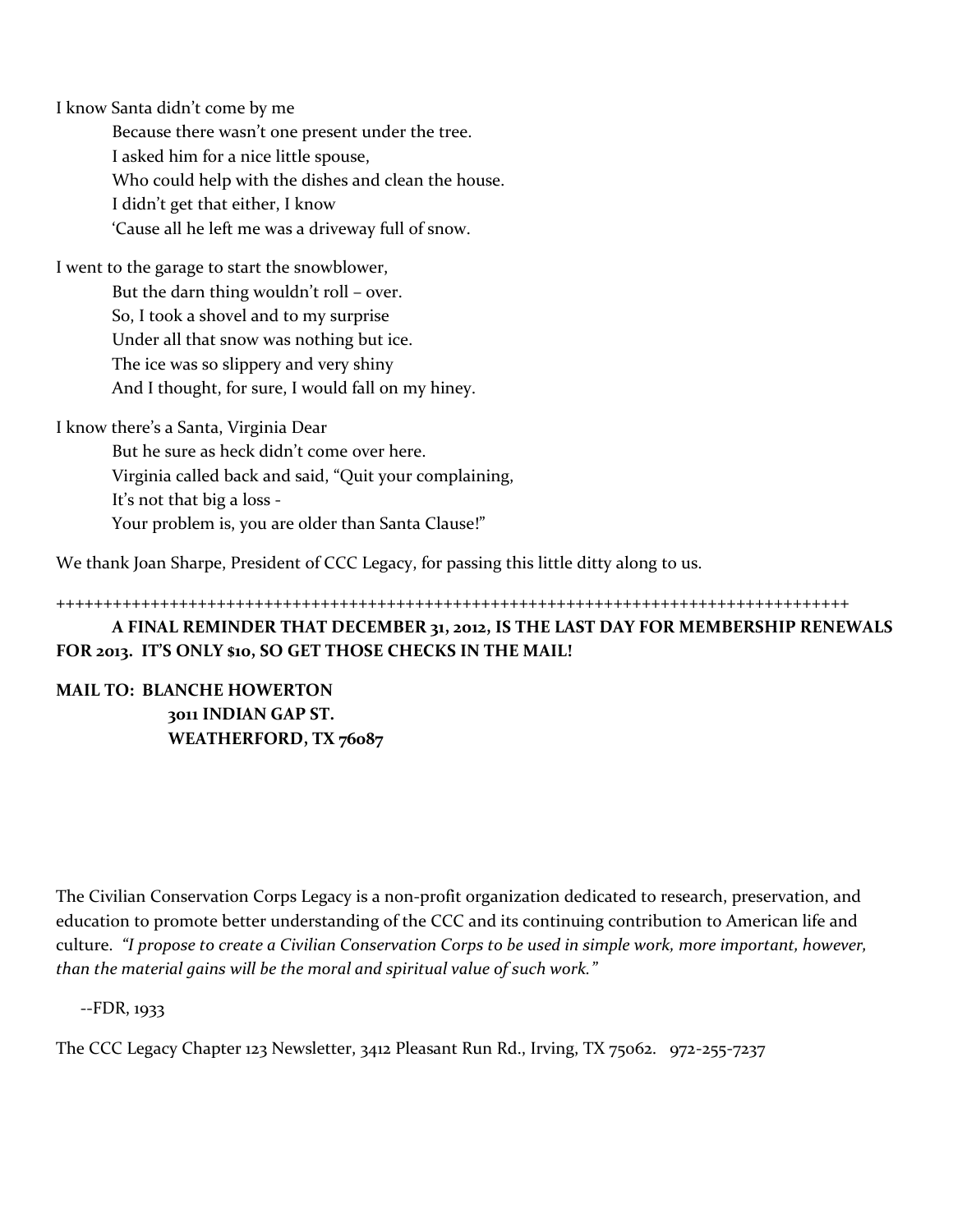I know Santa didn't come by me
Because there wasn't one present under the tree.
I asked him for a nice little spouse,
Who could help with the dishes and clean the house.
I didn't get that either, I know
'Cause all he left me was a driveway full of snow.

I went to the garage to start the snowblower,
But the darn thing wouldn't roll – over.
So, I took a shovel and to my surprise
Under all that snow was nothing but ice.
The ice was so slippery and very shiny
And I thought, for sure, I would fall on my hiney.

I know there's a Santa, Virginia Dear
But he sure as heck didn't come over here.
Virginia called back and said, "Quit your complaining,
It's not that big a loss -
Your problem is, you are older than Santa Clause!"

We thank Joan Sharpe, President of CCC Legacy, for passing this little ditty along to us.

+++++++++++++++++++++++++++++++++++++++++++++++++++++++++++++++++++++++++++++++++++++++++

**A FINAL REMINDER THAT DECEMBER 31, 2012, IS THE LAST DAY FOR MEMBERSHIP RENEWALS FOR 2013. IT'S ONLY $10, SO GET THOSE CHECKS IN THE MAIL!**

**MAIL TO: BLANCHE HOWERTON**
**3011 INDIAN GAP ST.**
**WEATHERFORD, TX 76087**

The Civilian Conservation Corps Legacy is a non-profit organization dedicated to research, preservation, and education to promote better understanding of the CCC and its continuing contribution to American life and culture. *"I propose to create a Civilian Conservation Corps to be used in simple work, more important, however, than the material gains will be the moral and spiritual value of such work."*

--FDR, 1933

The CCC Legacy Chapter 123 Newsletter, 3412 Pleasant Run Rd., Irving, TX 75062. 972-255-7237